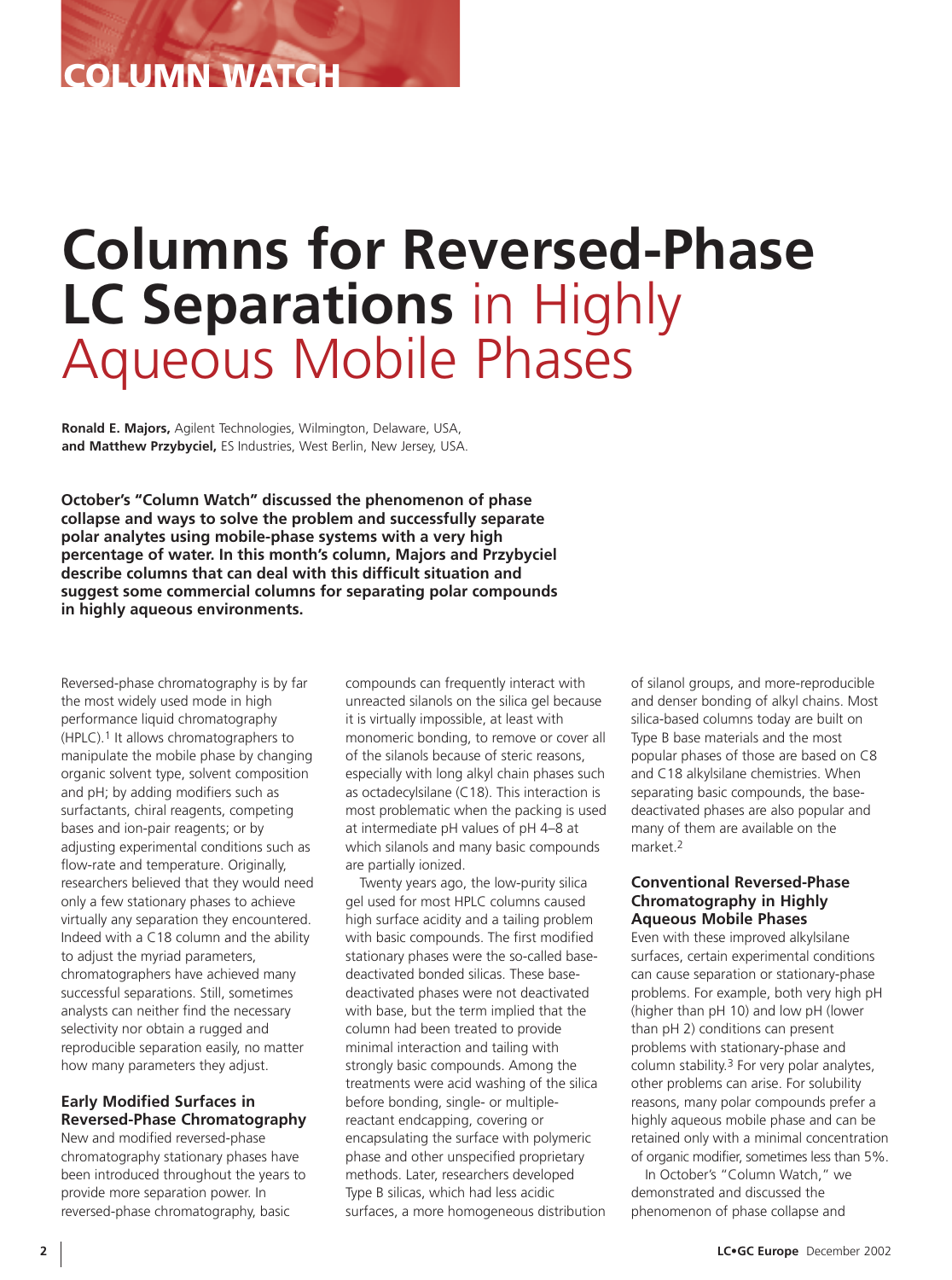# Columns for Reversed-Phase LC Separations in Highly Aqueous Mobile Phases

**Ronald E. Majors,** Agilent Technologies, Wilmington, Delaware, USA, **and Matthew Przybyciel,** ES Industries, West Berlin, New Jersey, USA.

**October's "Column Watch" discussed the phenomenon of phase collapse and ways to solve the problem and successfully separate polar analytes using mobile-phase systems with a very high percentage of water. In this month's column, Majors and Przybyciel describe columns that can deal with this difficult situation and suggest some commercial columns for separating polar compounds in highly aqueous environments.**

Reversed-phase chromatography is by far the most widely used mode in high performance liquid chromatography (HPLC).[1] It allows chromatographers to manipulate the mobile phase by changing organic solvent type, solvent composition and pH; by adding modifiers such as surfactants, chiral reagents, competing bases and ion-pair reagents; or by adjusting experimental conditions such as flow-rate and temperature. Originally, researchers believed that they would need only a few stationary phases to achieve virtually any separation they encountered. Indeed with a C18 column and the ability to adjust the myriad parameters, chromatographers have achieved many successful separations. Still, sometimes analysts can neither find the necessary selectivity nor obtain a rugged and reproducible separation easily, no matter how many parameters they adjust.

### Early Modified Surfaces in Reversed-Phase Chromatography

New and modified reversed-phase chromatography stationary phases have been introduced throughout the years to provide more separation power. In reversed-phase chromatography, basic compounds can frequently interact with unreacted silanols on the silica gel because it is virtually impossible, at least with monomeric bonding, to remove or cover all of the silanols because of steric reasons, especially with long alkyl chain phases such as octadecylsilane (C18). This interaction is most problematic when the packing is used at intermediate pH values of pH 4–8 at which silanols and many basic compounds are partially ionized.

Twenty years ago, the low-purity silica gel used for most HPLC columns caused high surface acidity and a tailing problem with basic compounds. The first modified stationary phases were the so-called base-deactivated bonded silicas. These base-deactivated phases were not deactivated with base, but the term implied that the column had been treated to provide minimal interaction and tailing with strongly basic compounds. Among the treatments were acid washing of the silica before bonding, single- or multiple-reactant endcapping, covering or encapsulating the surface with polymeric phase and other unspecified proprietary methods. Later, researchers developed Type B silicas, which had less acidic surfaces, a more homogeneous distribution of silanol groups, and more-reproducible and denser bonding of alkyl chains. Most silica-based columns today are built on Type B base materials and the most popular phases of those are based on C8 and C18 alkylsilane chemistries. When separating basic compounds, the base-deactivated phases are also popular and many of them are available on the market.[2]

### Conventional Reversed-Phase Chromatography in Highly Aqueous Mobile Phases

Even with these improved alkylsilane surfaces, certain experimental conditions can cause separation or stationary-phase problems. For example, both very high pH (higher than pH 10) and low pH (lower than pH 2) conditions can present problems with stationary-phase and column stability.[3] For very polar analytes, other problems can arise. For solubility reasons, many polar compounds prefer a highly aqueous mobile phase and can be retained only with a minimal concentration of organic modifier, sometimes less than 5%.

In October's "Column Watch," we demonstrated and discussed the phenomenon of phase collapse and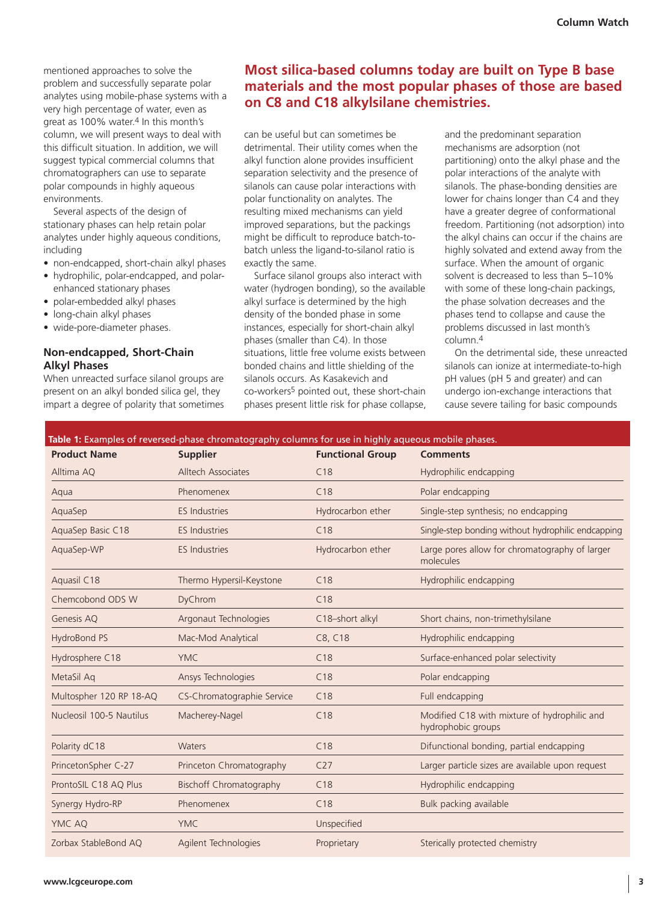mentioned approaches to solve the problem and successfully separate polar analytes using mobile-phase systems with a very high percentage of water, even as great as 100% water.[4] In this month's column, we will present ways to deal with this difficult situation. In addition, we will suggest typical commercial columns that chromatographers can use to separate polar compounds in highly aqueous environments.

Several aspects of the design of stationary phases can help retain polar analytes under highly aqueous conditions, including

- non-endcapped, short-chain alkyl phases
- hydrophilic, polar-endcapped, and polar-enhanced stationary phases
- polar-embedded alkyl phases
- long-chain alkyl phases
- wide-pore-diameter phases.

### Non-endcapped, Short-Chain Alkyl Phases

When unreacted surface silanol groups are present on an alkyl bonded silica gel, they impart a degree of polarity that sometimes can be useful but can sometimes be detrimental. Their utility comes when the alkyl function alone provides insufficient separation selectivity and the presence of silanols can cause polar interactions with polar functionality on analytes. The resulting mixed mechanisms can yield improved separations, but the packings might be difficult to reproduce batch-to-batch unless the ligand-to-silanol ratio is exactly the same.

**Most silica-based columns today are built on Type B base materials and the most popular phases of those are based on C8 and C18 alkylsilane chemistries.**

Surface silanol groups also interact with water (hydrogen bonding), so the available alkyl surface is determined by the high density of the bonded phase in some instances, especially for short-chain alkyl phases (smaller than C4). In those situations, little free volume exists between bonded chains and little shielding of the silanols occurs. As Kasakevich and co-workers[5] pointed out, these short-chain phases present little risk for phase collapse, and the predominant separation mechanisms are adsorption (not partitioning) onto the alkyl phase and the polar interactions of the analyte with silanols. The phase-bonding densities are lower for chains longer than C4 and they have a greater degree of conformational freedom. Partitioning (not adsorption) into the alkyl chains can occur if the chains are highly solvated and extend away from the surface. When the amount of organic solvent is decreased to less than 5–10% with some of these long-chain packings, the phase solvation decreases and the phases tend to collapse and cause the problems discussed in last month's column.[4]

On the detrimental side, these unreacted silanols can ionize at intermediate-to-high pH values (pH 5 and greater) and can undergo ion-exchange interactions that cause severe tailing for basic compounds

**Table 1:** Examples of reversed-phase chromatography columns for use in highly aqueous mobile phases.

| Product Name | Supplier | Functional Group | Comments |
|---|---|---|---|
| Alltima AQ | Alltech Associates | C18 | Hydrophilic endcapping |
| Aqua | Phenomenex | C18 | Polar endcapping |
| AquaSep | ES Industries | Hydrocarbon ether | Single-step synthesis; no endcapping |
| AquaSep Basic C18 | ES Industries | C18 | Single-step bonding without hydrophilic endcapping |
| AquaSep-WP | ES Industries | Hydrocarbon ether | Large pores allow for chromatography of larger molecules |
| Aquasil C18 | Thermo Hypersil-Keystone | C18 | Hydrophilic endcapping |
| Chemcobond ODS W | DyChrom | C18 | |
| Genesis AQ | Argonaut Technologies | C18–short alkyl | Short chains, non-trimethylsilane |
| HydroBond PS | Mac-Mod Analytical | C8, C18 | Hydrophilic endcapping |
| Hydrosphere C18 | YMC | C18 | Surface-enhanced polar selectivity |
| MetaSil Aq | Ansys Technologies | C18 | Polar endcapping |
| Multospher 120 RP 18-AQ | CS-Chromatographie Service | C18 | Full endcapping |
| Nucleosil 100-5 Nautilus | Macherey-Nagel | C18 | Modified C18 with mixture of hydrophilic and hydrophobic groups |
| Polarity dC18 | Waters | C18 | Difunctional bonding, partial endcapping |
| PrincetonSpher C-27 | Princeton Chromatography | C27 | Larger particle sizes are available upon request |
| ProntoSIL C18 AQ Plus | Bischoff Chromatography | C18 | Hydrophilic endcapping |
| Synergy Hydro-RP | Phenomenex | C18 | Bulk packing available |
| YMC AQ | YMC | Unspecified | |
| Zorbax StableBond AQ | Agilent Technologies | Proprietary | Sterically protected chemistry |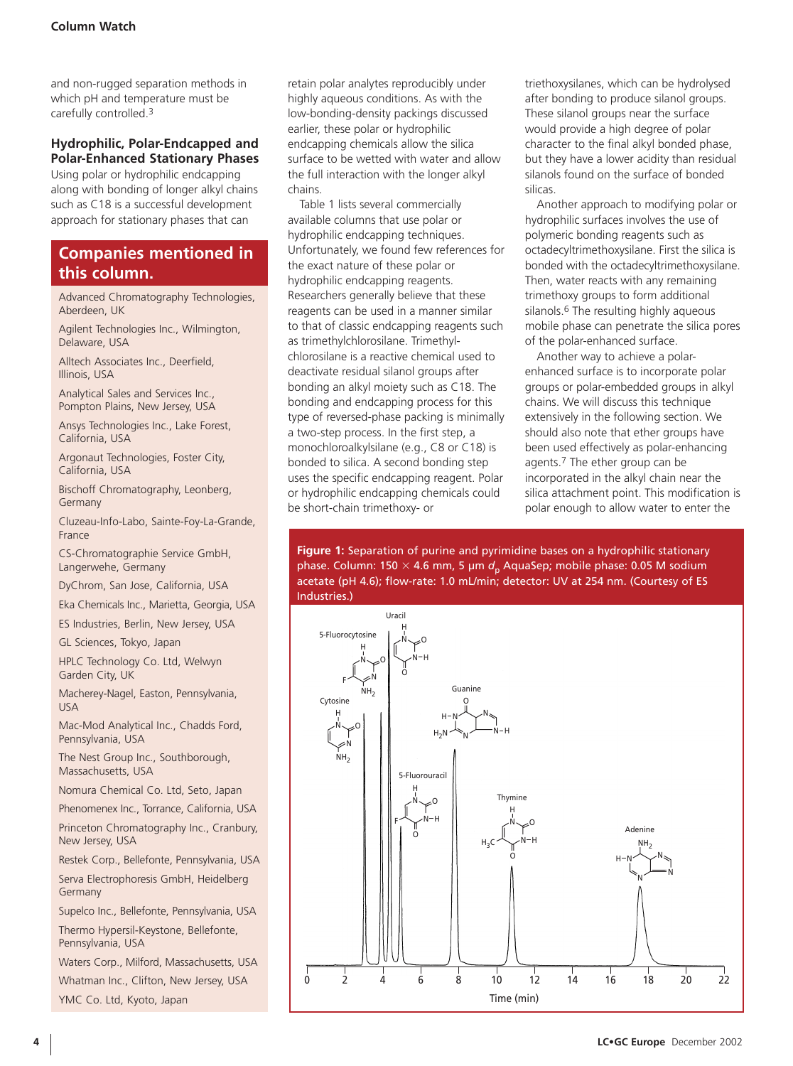and non-rugged separation methods in which pH and temperature must be carefully controlled.[3]

### Hydrophilic, Polar-Endcapped and Polar-Enhanced Stationary Phases

Using polar or hydrophilic endcapping along with bonding of longer alkyl chains such as C18 is a successful development approach for stationary phases that can retain polar analytes reproducibly under highly aqueous conditions. As with the low-bonding-density packings discussed earlier, these polar or hydrophilic endcapping chemicals allow the silica surface to be wetted with water and allow the full interaction with the longer alkyl chains.

Table 1 lists several commercially available columns that use polar or hydrophilic endcapping techniques. Unfortunately, we found few references for the exact nature of these polar or hydrophilic endcapping reagents. Researchers generally believe that these reagents can be used in a manner similar to that of classic endcapping reagents such as trimethylchlorosilane. Trimethylchlorosilane is a reactive chemical used to deactivate residual silanol groups after bonding an alkyl moiety such as C18. The bonding and endcapping process for this type of reversed-phase packing is minimally a two-step process. In the first step, a monochloroalkylsilane (e.g., C8 or C18) is bonded to silica. A second bonding step uses the specific endcapping reagent. Polar or hydrophilic endcapping chemicals could be short-chain trimethoxy- or triethoxysilanes, which can be hydrolysed after bonding to produce silanol groups. These silanol groups near the surface would provide a high degree of polar character to the final alkyl bonded phase, but they have a lower acidity than residual silanols found on the surface of bonded silicas.

Another approach to modifying polar or hydrophilic surfaces involves the use of polymeric bonding reagents such as octadecyltrimethoxysilane. First the silica is bonded with the octadecyltrimethoxysilane. Then, water reacts with any remaining trimethoxy groups to form additional silanols.[6] The resulting highly aqueous mobile phase can penetrate the silica pores of the polar-enhanced surface.

Another way to achieve a polar-enhanced surface is to incorporate polar groups or polar-embedded groups in alkyl chains. We will discuss this technique extensively in the following section. We should also note that ether groups have been used effectively as polar-enhancing agents.[7] The ether group can be incorporated in the alkyl chain near the silica attachment point. This modification is polar enough to allow water to enter the

## Companies mentioned in this column.

- Advanced Chromatography Technologies, Aberdeen, UK
- Agilent Technologies Inc., Wilmington, Delaware, USA
- Alltech Associates Inc., Deerfield, Illinois, USA
- Analytical Sales and Services Inc., Pompton Plains, New Jersey, USA
- Ansys Technologies Inc., Lake Forest, California, USA
- Argonaut Technologies, Foster City, California, USA
- Bischoff Chromatography, Leonberg, Germany
- Cluzeau-Info-Labo, Sainte-Foy-La-Grande, France
- CS-Chromatographie Service GmbH, Langerwehe, Germany
- DyChrom, San Jose, California, USA
- Eka Chemicals Inc., Marietta, Georgia, USA
- ES Industries, Berlin, New Jersey, USA
- GL Sciences, Tokyo, Japan
- HPLC Technology Co. Ltd, Welwyn Garden City, UK
- Macherey-Nagel, Easton, Pennsylvania, USA
- Mac-Mod Analytical Inc., Chadds Ford, Pennsylvania, USA
- The Nest Group Inc., Southborough, Massachusetts, USA
- Nomura Chemical Co. Ltd, Seto, Japan
- Phenomenex Inc., Torrance, California, USA
- Princeton Chromatography Inc., Cranbury, New Jersey, USA
- Restek Corp., Bellefonte, Pennsylvania, USA
- Serva Electrophoresis GmbH, Heidelberg Germany
- Supelco Inc., Bellefonte, Pennsylvania, USA
- Thermo Hypersil-Keystone, Bellefonte, Pennsylvania, USA
- Waters Corp., Milford, Massachusetts, USA
- Whatman Inc., Clifton, New Jersey, USA
- YMC Co. Ltd, Kyoto, Japan

**Figure 1:** Separation of purine and pyrimidine bases on a hydrophilic stationary phase. Column: 150 × 4.6 mm, 5 µm $d_p$ AquaSep; mobile phase: 0.05 M sodium acetate (pH 4.6); flow-rate: 1.0 mL/min; detector: UV at 254 nm. (Courtesy of ES Industries.)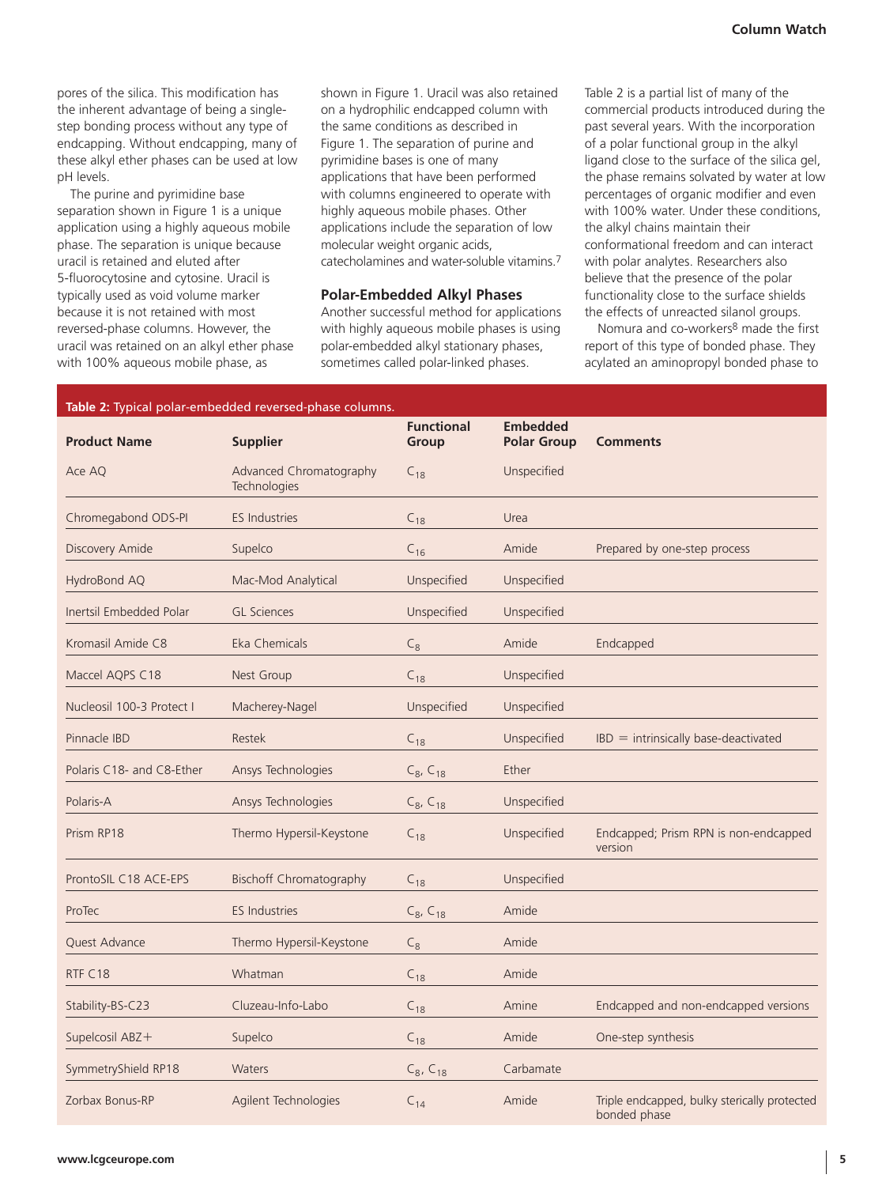pores of the silica. This modification has the inherent advantage of being a single-step bonding process without any type of endcapping. Without endcapping, many of these alkyl ether phases can be used at low pH levels.

The purine and pyrimidine base separation shown in Figure 1 is a unique application using a highly aqueous mobile phase. The separation is unique because uracil is retained and eluted after 5-fluorocytosine and cytosine. Uracil is typically used as void volume marker because it is not retained with most reversed-phase columns. However, the uracil was retained on an alkyl ether phase with 100% aqueous mobile phase, as shown in Figure 1. Uracil was also retained on a hydrophilic endcapped column with the same conditions as described in Figure 1. The separation of purine and pyrimidine bases is one of many applications that have been performed with columns engineered to operate with highly aqueous mobile phases. Other applications include the separation of low molecular weight organic acids, catecholamines and water-soluble vitamins.[7]

### Polar-Embedded Alkyl Phases

Another successful method for applications with highly aqueous mobile phases is using polar-embedded alkyl stationary phases, sometimes called polar-linked phases. Table 2 is a partial list of many of the commercial products introduced during the past several years. With the incorporation of a polar functional group in the alkyl ligand close to the surface of the silica gel, the phase remains solvated by water at low percentages of organic modifier and even with 100% water. Under these conditions, the alkyl chains maintain their conformational freedom and can interact with polar analytes. Researchers also believe that the presence of the polar functionality close to the surface shields the effects of unreacted silanol groups.

Nomura and co-workers[8] made the first report of this type of bonded phase. They acylated an aminopropyl bonded phase to

**Table 2:** Typical polar-embedded reversed-phase columns.

| Product Name | Supplier | Functional Group | Embedded Polar Group | Comments |
|---|---|---|---|---|
| Ace AQ | Advanced Chromatography Technologies | $C_{18}$ | Unspecified | |
| Chromegabond ODS-PI | ES Industries | $C_{18}$ | Urea | |
| Discovery Amide | Supelco | $C_{16}$ | Amide | Prepared by one-step process |
| HydroBond AQ | Mac-Mod Analytical | Unspecified | Unspecified | |
| Inertsil Embedded Polar | GL Sciences | Unspecified | Unspecified | |
| Kromasil Amide C8 | Eka Chemicals | $C_8$ | Amide | Endcapped |
| Maccel AQPS C18 | Nest Group | $C_{18}$ | Unspecified | |
| Nucleosil 100-3 Protect I | Macherey-Nagel | Unspecified | Unspecified | |
| Pinnacle IBD | Restek | $C_{18}$ | Unspecified | IBD = intrinsically base-deactivated |
| Polaris C18- and C8-Ether | Ansys Technologies | $C_8$, $C_{18}$ | Ether | |
| Polaris-A | Ansys Technologies | $C_8$, $C_{18}$ | Unspecified | |
| Prism RP18 | Thermo Hypersil-Keystone | $C_{18}$ | Unspecified | Endcapped; Prism RPN is non-endcapped version |
| ProntoSIL C18 ACE-EPS | Bischoff Chromatography | $C_{18}$ | Unspecified | |
| ProTec | ES Industries | $C_8$, $C_{18}$ | Amide | |
| Quest Advance | Thermo Hypersil-Keystone | $C_8$ | Amide | |
| RTF C18 | Whatman | $C_{18}$ | Amide | |
| Stability-BS-C23 | Cluzeau-Info-Labo | $C_{18}$ | Amine | Endcapped and non-endcapped versions |
| Supelcosil ABZ+ | Supelco | $C_{18}$ | Amide | One-step synthesis |
| SymmetryShield RP18 | Waters | $C_8$, $C_{18}$ | Carbamate | |
| Zorbax Bonus-RP | Agilent Technologies | $C_{14}$ | Amide | Triple endcapped, bulky sterically protected bonded phase |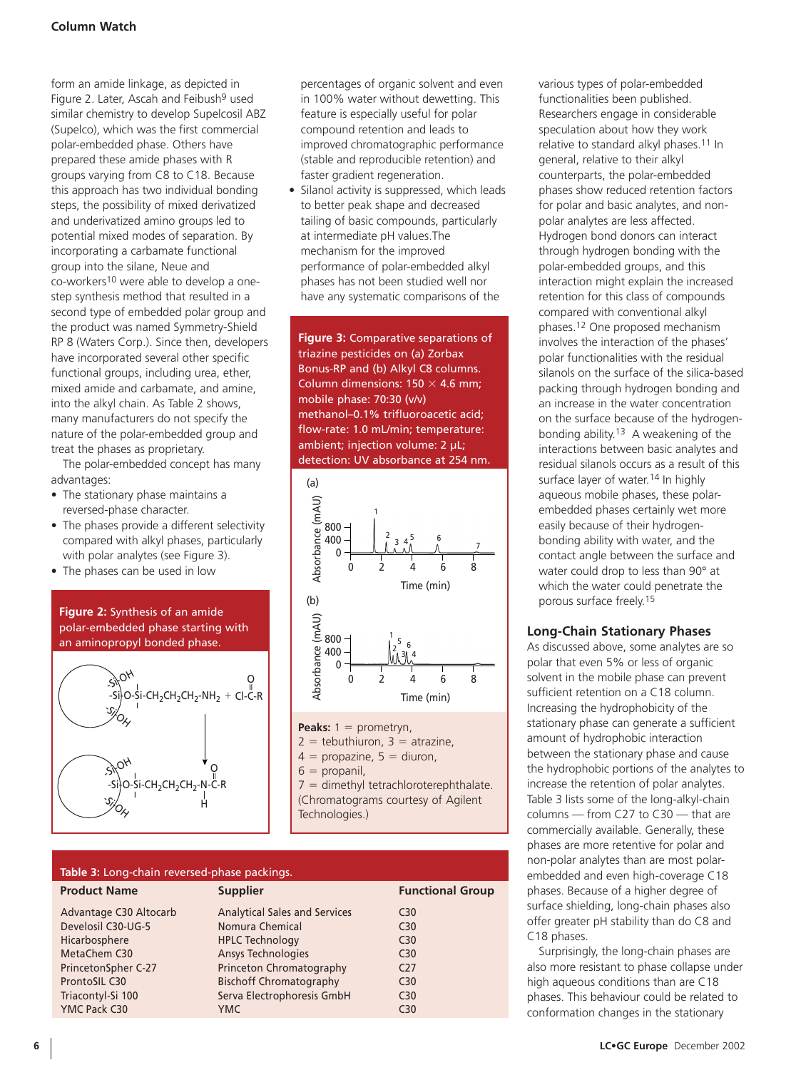form an amide linkage, as depicted in Figure 2. Later, Ascah and Feibush[9] used similar chemistry to develop Supelcosil ABZ (Supelco), which was the first commercial polar-embedded phase. Others have prepared these amide phases with R groups varying from C8 to C18. Because this approach has two individual bonding steps, the possibility of mixed derivatized and underivatized amino groups led to potential mixed modes of separation. By incorporating a carbamate functional group into the silane, Neue and co-workers[10] were able to develop a one-step synthesis method that resulted in a second type of embedded polar group and the product was named Symmetry-Shield RP 8 (Waters Corp.). Since then, developers have incorporated several other specific functional groups, including urea, ether, mixed amide and carbamate, and amine, into the alkyl chain. As Table 2 shows, many manufacturers do not specify the nature of the polar-embedded group and treat the phases as proprietary.

The polar-embedded concept has many advantages:

- The stationary phase maintains a reversed-phase character.
- The phases provide a different selectivity compared with alkyl phases, particularly with polar analytes (see Figure 3).
- The phases can be used in low percentages of organic solvent and even in 100% water without dewetting. This feature is especially useful for polar compound retention and leads to improved chromatographic performance (stable and reproducible retention) and faster gradient regeneration.
- Silanol activity is suppressed, which leads to better peak shape and decreased tailing of basic compounds, particularly at intermediate pH values.The mechanism for the improved performance of polar-embedded alkyl phases has not been studied well nor have any systematic comparisons of the various types of polar-embedded functionalities been published. Researchers engage in considerable speculation about how they work relative to standard alkyl phases.[11] In general, relative to their alkyl counterparts, the polar-embedded phases show reduced retention factors for polar and basic analytes, and non-polar analytes are less affected. Hydrogen bond donors can interact through hydrogen bonding with the polar-embedded groups, and this interaction might explain the increased retention for this class of compounds compared with conventional alkyl phases.[12] One proposed mechanism involves the interaction of the phases' polar functionalities with the residual silanols on the surface of the silica-based packing through hydrogen bonding and an increase in the water concentration on the surface because of the hydrogen-bonding ability.[13] A weakening of the interactions between basic analytes and residual silanols occurs as a result of this surface layer of water.[14] In highly aqueous mobile phases, these polar-embedded phases certainly wet more easily because of their hydrogen-bonding ability with water, and the contact angle between the surface and water could drop to less than 90° at which the water could penetrate the porous surface freely.[15]

**Figure 2:** Synthesis of an amide polar-embedded phase starting with an aminopropyl bonded phase.

$$-Si-O-Si-CH_2CH_2CH_2-NH_2 + Cl-C(=O)-R \rightarrow -Si-O-Si-CH_2CH_2CH_2-N(H)-C(=O)-R$$

**Figure 3:** Comparative separations of triazine pesticides on (a) Zorbax Bonus-RP and (b) Alkyl C8 columns. Column dimensions: 150 × 4.6 mm; mobile phase: 70:30 (v/v) methanol–0.1% trifluoroacetic acid; flow-rate: 1.0 mL/min; temperature: ambient; injection volume: 2 µL; detection: UV absorbance at 254 nm.

**Peaks:** 1 = prometryn, 2 = tebuthiuron, 3 = atrazine, 4 = propazine, 5 = diuron, 6 = propanil, 7 = dimethyl tetrachloroterephthalate. (Chromatograms courtesy of Agilent Technologies.)

## Long-Chain Stationary Phases

As discussed above, some analytes are so polar that even 5% or less of organic solvent in the mobile phase can prevent sufficient retention on a C18 column. Increasing the hydrophobicity of the stationary phase can generate a sufficient amount of hydrophobic interaction between the stationary phase and cause the hydrophobic portions of the analytes to increase the retention of polar analytes. Table 3 lists some of the long-alkyl-chain columns — from C27 to C30 — that are commercially available. Generally, these phases are more retentive for polar and non-polar analytes than are most polar-embedded and even high-coverage C18 phases. Because of a higher degree of surface shielding, long-chain phases also offer greater pH stability than do C8 and C18 phases.

Surprisingly, the long-chain phases are also more resistant to phase collapse under high aqueous conditions than are C18 phases. This behaviour could be related to conformation changes in the stationary

**Table 3:** Long-chain reversed-phase packings.

| Product Name | Supplier | Functional Group |
|---|---|---|
| Advantage C30 Altocarb | Analytical Sales and Services | C30 |
| Develosil C30-UG-5 | Nomura Chemical | C30 |
| Hicarbosphere | HPLC Technology | C30 |
| MetaChem C30 | Ansys Technologies | C30 |
| PrincetonSpher C-27 | Princeton Chromatography | C27 |
| ProntoSIL C30 | Bischoff Chromatography | C30 |
| Triacontyl-Si 100 | Serva Electrophoresis GmbH | C30 |
| YMC Pack C30 | YMC | C30 |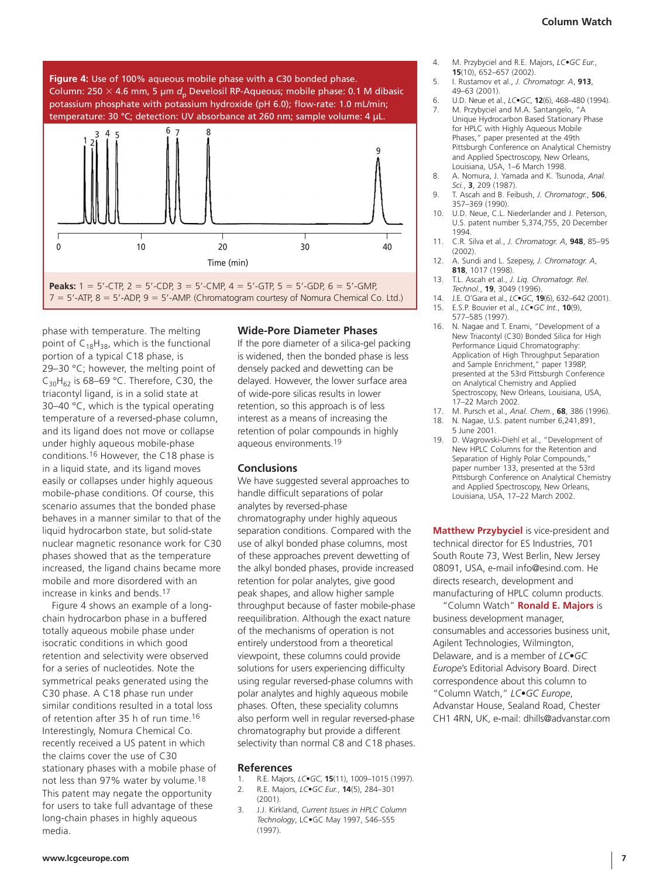**Figure 4:** Use of 100% aqueous mobile phase with a C30 bonded phase. Column: 250 × 4.6 mm, 5 µm $d_p$ Develosil RP-Aqueous; mobile phase: 0.1 M dibasic potassium phosphate with potassium hydroxide (pH 6.0); flow-rate: 1.0 mL/min; temperature: 30 °C; detection: UV absorbance at 260 nm; sample volume: 4 µL.

1 2 3 4 5 6 7 8 9

0 10 20 30 40

Time (min)

**Peaks:** 1 = 5′-CTP, 2 = 5′-CDP, 3 = 5′-CMP, 4 = 5′-GTP, 5 = 5′-GDP, 6 = 5′-GMP, 7 = 5′-ATP, 8 = 5′-ADP, 9 = 5′-AMP. (Chromatogram courtesy of Nomura Chemical Co. Ltd.)

phase with temperature. The melting point of $C_{18}H_{38}$, which is the functional portion of a typical C18 phase, is 29–30 °C; however, the melting point of $C_{30}H_{62}$ is 68–69 °C. Therefore, C30, the triacontyl ligand, is in a solid state at 30–40 °C, which is the typical operating temperature of a reversed-phase column, and its ligand does not move or collapse under highly aqueous mobile-phase conditions.[16] However, the C18 phase is in a liquid state, and its ligand moves easily or collapses under highly aqueous mobile-phase conditions. Of course, this scenario assumes that the bonded phase behaves in a manner similar to that of the liquid hydrocarbon state, but solid-state nuclear magnetic resonance work for C30 phases showed that as the temperature increased, the ligand chains became more mobile and more disordered with an increase in kinks and bends.[17]

Figure 4 shows an example of a long-chain hydrocarbon phase in a buffered totally aqueous mobile phase under isocratic conditions in which good retention and selectivity were observed for a series of nucleotides. Note the symmetrical peaks generated using the C30 phase. A C18 phase run under similar conditions resulted in a total loss of retention after 35 h of run time.[16] Interestingly, Nomura Chemical Co. recently received a US patent in which the claims cover the use of C30 stationary phases with a mobile phase of not less than 97% water by volume.[18] This patent may negate the opportunity for users to take full advantage of these long-chain phases in highly aqueous media.

### Wide-Pore Diameter Phases

If the pore diameter of a silica-gel packing is widened, then the bonded phase is less densely packed and dewetting can be delayed. However, the lower surface area of wide-pore silicas results in lower retention, so this approach is of less interest as a means of increasing the retention of polar compounds in highly aqueous environments.[19]

### Conclusions

We have suggested several approaches to handle difficult separations of polar analytes by reversed-phase chromatography under highly aqueous separation conditions. Compared with the use of alkyl bonded phase columns, most of these approaches prevent dewetting of the alkyl bonded phases, provide increased retention for polar analytes, give good peak shapes, and allow higher sample throughput because of faster mobile-phase reequilibration. Although the exact nature of the mechanisms of operation is not entirely understood from a theoretical viewpoint, these columns could provide solutions for users experiencing difficulty using regular reversed-phase columns with polar analytes and highly aqueous mobile phases. Often, these speciality columns also perform well in regular reversed-phase chromatography but provide a different selectivity than normal C8 and C18 phases.

### References

1. R.E. Majors, *LC•GC*, **15**(11), 1009–1015 (1997).
2. R.E. Majors, *LC•GC Eur.*, **14**(5), 284–301 (2001).
3. J.J. Kirkland, *Current Issues in HPLC Column Technology*, LC•GC May 1997, S46–S55 (1997).
4. M. Przybyciel and R.E. Majors, *LC•GC Eur.*, **15**(10), 652–657 (2002).
5. I. Rustamov et al., *J. Chromatogr. A*, **913**, 49–63 (2001).
6. U.D. Neue et al., *LC•GC*, **12**(6), 468–480 (1994).
7. M. Przybyciel and M.A. Santangelo, "A Unique Hydrocarbon Based Stationary Phase for HPLC with Highly Aqueous Mobile Phases," paper presented at the 49th Pittsburgh Conference on Analytical Chemistry and Applied Spectroscopy, New Orleans, Louisiana, USA, 1–6 March 1998.
8. A. Nomura, J. Yamada and K. Tsunoda, *Anal. Sci.*, **3**, 209 (1987).
9. T. Ascah and B. Feibush, *J. Chromatogr.*, **506**, 357–369 (1990).
10. U.D. Neue, C.L. Niederlander and J. Peterson, U.S. patent number 5,374,755, 20 December 1994.
11. C.R. Silva et al., *J. Chromatogr. A*, **948**, 85–95 (2002).
12. A. Sundi and L. Szepesy, *J. Chromatogr. A*, **818**, 1017 (1998).
13. T.L. Ascah et al., *J. Liq. Chromatogr. Rel. Technol.*, **19**, 3049 (1996).
14. J.E. O'Gara et al., *LC•GC*, **19**(6), 632–642 (2001).
15. E.S.P. Bouvier et al., *LC•GC Int.*, **10**(9), 577–585 (1997).
16. N. Nagae and T. Enami, "Development of a New Triacontyl (C30) Bonded Silica for High Performance Liquid Chromatography: Application of High Throughput Separation and Sample Enrichment," paper 1398P, presented at the 53rd Pittsburgh Conference on Analytical Chemistry and Applied Spectroscopy, New Orleans, Louisiana, USA, 17–22 March 2002.
17. M. Pursch et al., *Anal. Chem.*, **68**, 386 (1996).
18. N. Nagae, U.S. patent number 6,241,891, 5 June 2001.
19. D. Wagrowski-Diehl et al., "Development of New HPLC Columns for the Retention and Separation of Highly Polar Compounds," paper number 133, presented at the 53rd Pittsburgh Conference on Analytical Chemistry and Applied Spectroscopy, New Orleans, Louisiana, USA, 17–22 March 2002.

**Matthew Przybyciel** is vice-president and technical director for ES Industries, 701 South Route 73, West Berlin, New Jersey 08091, USA, e-mail info@esind.com. He directs research, development and manufacturing of HPLC column products.

"Column Watch" **Ronald E. Majors** is business development manager, consumables and accessories business unit, Agilent Technologies, Wilmington, Delaware, and is a member of *LC•GC Europe*'s Editorial Advisory Board. Direct correspondence about this column to "Column Watch," *LC•GC Europe*, Advanstar House, Sealand Road, Chester CH1 4RN, UK, e-mail: dhills@advanstar.com